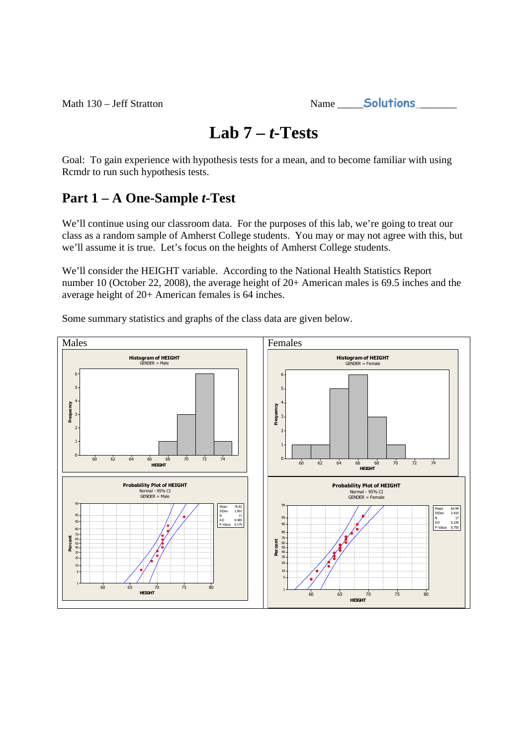Math 130 – Jeff Stratton

Name ____Solutions_______

# Lab 7 – *t*-Tests

Goal: To gain experience with hypothesis tests for a mean, and to become familiar with using Rcmdr to run such hypothesis tests.

## Part 1 – A One-Sample *t*-Test

We'll continue using our classroom data. For the purposes of this lab, we're going to treat our class as a random sample of Amherst College students. You may or may not agree with this, but we'll assume it is true. Let's focus on the heights of Amherst College students.

We'll consider the HEIGHT variable. According to the National Health Statistics Report number 10 (October 22, 2008), the average height of 20+ American males is 69.5 inches and the average height of 20+ American females is 64 inches.

Some summary statistics and graphs of the class data are given below.

Males

Histogram of HEIGHT
GENDER = Male

Probability Plot of HEIGHT
Normal - 95% CI
GENDER = Male

| | |
|---|---|
| Mean | 70.82 |
| StDev | 1.991 |
| N | 11 |
| AD | 0.485 |
| P-Value | 0.179 |

Females

Histogram of HEIGHT
GENDER = Female

Probability Plot of HEIGHT
Normal - 95% CI
GENDER = Female

| | |
|---|---|
| Mean | 64.94 |
| StDev | 2.410 |
| N | 17 |
| AD | 0.235 |
| P-Value | 0.755 |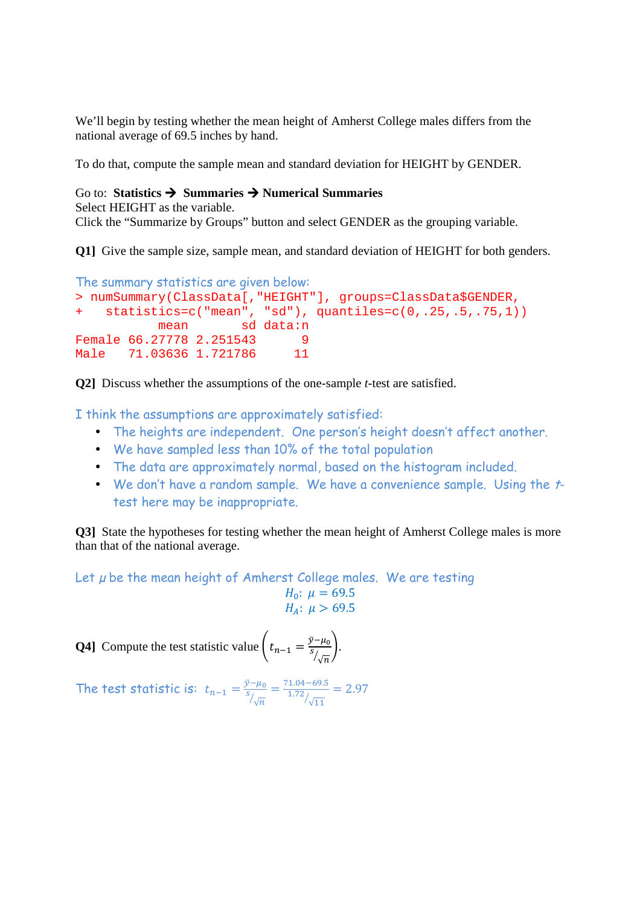We'll begin by testing whether the mean height of Amherst College males differs from the national average of 69.5 inches by hand.

To do that, compute the sample mean and standard deviation for HEIGHT by GENDER.

Go to: **Statistics → Summaries → Numerical Summaries**
Select HEIGHT as the variable.
Click the "Summarize by Groups" button and select GENDER as the grouping variable.

**Q1]** Give the sample size, sample mean, and standard deviation of HEIGHT for both genders.

The summary statistics are given below:

```
> numSummary(ClassData[,"HEIGHT"], groups=ClassData$GENDER,
+   statistics=c("mean", "sd"), quantiles=c(0,.25,.5,.75,1))
           mean       sd data:n
Female 66.27778 2.251543      9
Male   71.03636 1.721786     11
```

**Q2]** Discuss whether the assumptions of the one-sample *t*-test are satisfied.

I think the assumptions are approximately satisfied:

- The heights are independent. One person's height doesn't affect another.
- We have sampled less than 10% of the total population
- The data are approximately normal, based on the histogram included.
- We don't have a random sample. We have a convenience sample. Using the *t*-test here may be inappropriate.

**Q3]** State the hypotheses for testing whether the mean height of Amherst College males is more than that of the national average.

Let $\mu$ be the mean height of Amherst College males. We are testing

$$H_0\text{: } \mu = 69.5$$
$$H_A\text{: } \mu > 69.5$$

**Q4]** Compute the test statistic value $\left(t_{n-1} = \frac{\bar{y}-\mu_0}{s/\sqrt{n}}\right)$.

The test statistic is: $t_{n-1} = \frac{\bar{y}-\mu_0}{s/\sqrt{n}} = \frac{71.04-69.5}{1.72/\sqrt{11}} = 2.97$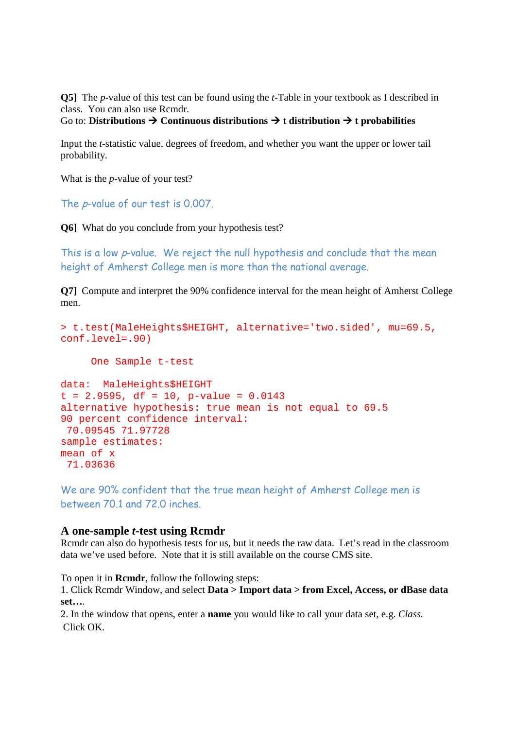**Q5]** The *p*-value of this test can be found using the *t*-Table in your textbook as I described in class. You can also use Rcmdr.
Go to: **Distributions → Continuous distributions → t distribution → t probabilities**

Input the *t*-statistic value, degrees of freedom, and whether you want the upper or lower tail probability.

What is the *p*-value of your test?

The *p*-value of our test is 0.007.

**Q6]** What do you conclude from your hypothesis test?

This is a low *p*-value. We reject the null hypothesis and conclude that the mean height of Amherst College men is more than the national average.

**Q7]** Compute and interpret the 90% confidence interval for the mean height of Amherst College men.

```
> t.test(MaleHeights$HEIGHT, alternative='two.sided', mu=69.5,
conf.level=.90)

     One Sample t-test

data:  MaleHeights$HEIGHT
t = 2.9595, df = 10, p-value = 0.0143
alternative hypothesis: true mean is not equal to 69.5
90 percent confidence interval:
 70.09545 71.97728
sample estimates:
mean of x
 71.03636
```

We are 90% confident that the true mean height of Amherst College men is between 70.1 and 72.0 inches.

## A one-sample *t*-test using Rcmdr

Rcmdr can also do hypothesis tests for us, but it needs the raw data. Let's read in the classroom data we've used before. Note that it is still available on the course CMS site.

To open it in **Rcmdr**, follow the following steps:
1. Click Rcmdr Window, and select **Data > Import data > from Excel, Access, or dBase data set….**
2. In the window that opens, enter a **name** you would like to call your data set, e.g. *Class.* Click OK.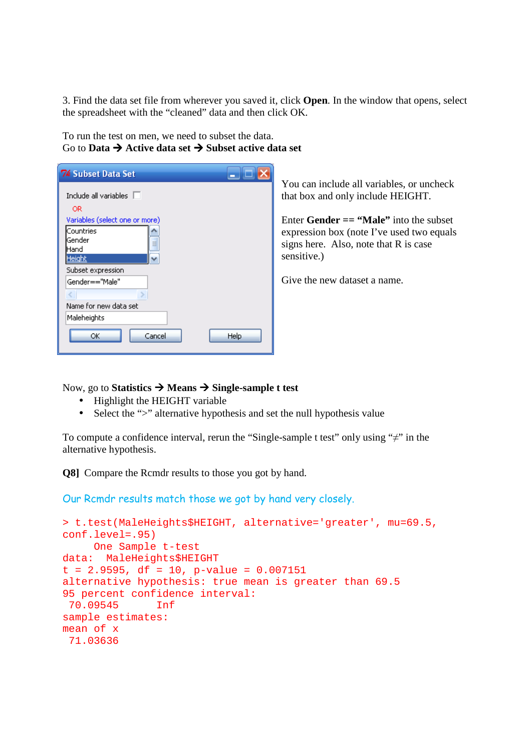3. Find the data set file from wherever you saved it, click **Open**. In the window that opens, select the spreadsheet with the "cleaned" data and then click OK.

To run the test on men, we need to subset the data.
Go to **Data → Active data set → Subset active data set**

You can include all variables, or uncheck that box and only include HEIGHT.

Enter **Gender == "Male"** into the subset expression box (note I've used two equals signs here. Also, note that R is case sensitive.)

Give the new dataset a name.

Now, go to **Statistics → Means → Single-sample t test**

- Highlight the HEIGHT variable
- Select the ">" alternative hypothesis and set the null hypothesis value

To compute a confidence interval, rerun the "Single-sample t test" only using "≠" in the alternative hypothesis.

**Q8]** Compare the Rcmdr results to those you got by hand.

Our Rcmdr results match those we got by hand very closely.

```
> t.test(MaleHeights$HEIGHT, alternative='greater', mu=69.5,
conf.level=.95)
     One Sample t-test
data:  MaleHeights$HEIGHT
t = 2.9595, df = 10, p-value = 0.007151
alternative hypothesis: true mean is greater than 69.5
95 percent confidence interval:
 70.09545      Inf
sample estimates:
mean of x
 71.03636
```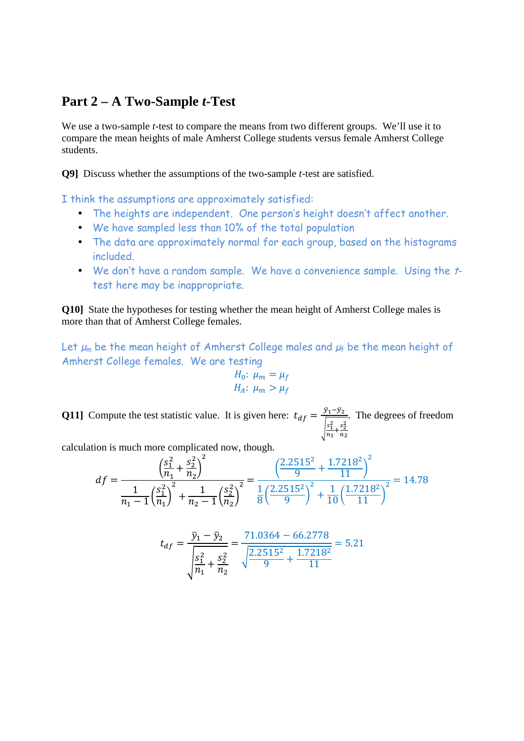## Part 2 – A Two-Sample *t*-Test

We use a two-sample *t*-test to compare the means from two different groups. We'll use it to compare the mean heights of male Amherst College students versus female Amherst College students.

**Q9]** Discuss whether the assumptions of the two-sample *t*-test are satisfied.

I think the assumptions are approximately satisfied:

- The heights are independent. One person's height doesn't affect another.
- We have sampled less than 10% of the total population
- The data are approximately normal for each group, based on the histograms included.
- We don't have a random sample. We have a convenience sample. Using the *t*-test here may be inappropriate.

**Q10]** State the hypotheses for testing whether the mean height of Amherst College males is more than that of Amherst College females.

Let $\mu_m$ be the mean height of Amherst College males and $\mu_f$ be the mean height of Amherst College females. We are testing

$$H_0\colon\ \mu_m = \mu_f$$
$$H_A\colon\ \mu_m > \mu_f$$

**Q11]** Compute the test statistic value. It is given here: $t_{df} = \frac{\bar{y}_1 - \bar{y}_2}{\sqrt{\frac{s_1^2}{n_1} + \frac{s_2^2}{n_2}}}$. The degrees of freedom calculation is much more complicated now, though.

$$df = \frac{\left(\frac{s_1^2}{n_1} + \frac{s_2^2}{n_2}\right)^2}{\frac{1}{n_1 - 1}\left(\frac{s_1^2}{n_1}\right)^2 + \frac{1}{n_2 - 1}\left(\frac{s_2^2}{n_2}\right)^2} = \frac{\left(\frac{2.2515^2}{9} + \frac{1.7218^2}{11}\right)^2}{\frac{1}{8}\left(\frac{2.2515^2}{9}\right)^2 + \frac{1}{10}\left(\frac{1.7218^2}{11}\right)^2} = 14.78$$

$$t_{df} = \frac{\bar{y}_1 - \bar{y}_2}{\sqrt{\frac{s_1^2}{n_1} + \frac{s_2^2}{n_2}}} = \frac{71.0364 - 66.2778}{\sqrt{\frac{2.2515^2}{9} + \frac{1.7218^2}{11}}} = 5.21$$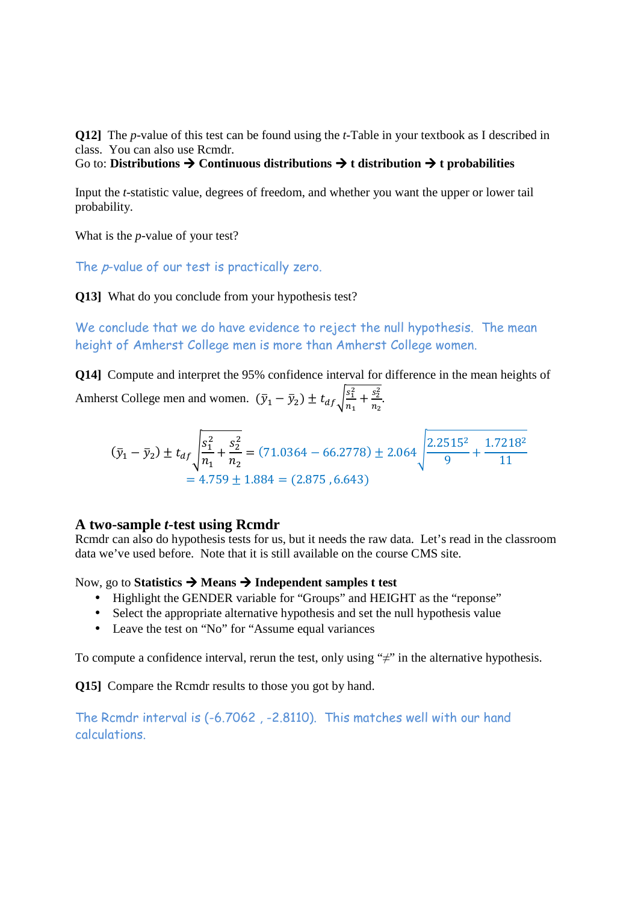**Q12]** The *p*-value of this test can be found using the *t*-Table in your textbook as I described in class. You can also use Rcmdr.
Go to: **Distributions → Continuous distributions → t distribution → t probabilities**

Input the *t*-statistic value, degrees of freedom, and whether you want the upper or lower tail probability.

What is the *p*-value of your test?

The *p*-value of our test is practically zero.

**Q13]** What do you conclude from your hypothesis test?

We conclude that we do have evidence to reject the null hypothesis. The mean height of Amherst College men is more than Amherst College women.

**Q14]** Compute and interpret the 95% confidence interval for difference in the mean heights of Amherst College men and women. $(\bar{y}_1 - \bar{y}_2) \pm t_{df}\sqrt{\frac{s_1^2}{n_1} + \frac{s_2^2}{n_2}}$.

$$(\bar{y}_1 - \bar{y}_2) \pm t_{df}\sqrt{\frac{s_1^2}{n_1} + \frac{s_2^2}{n_2}} = (71.0364 - 66.2778) \pm 2.064\sqrt{\frac{2.2515^2}{9} + \frac{1.7218^2}{11}}$$
$$= 4.759 \pm 1.884 = (2.875\,, 6.643)$$

## A two-sample *t*-test using Rcmdr

Rcmdr can also do hypothesis tests for us, but it needs the raw data. Let's read in the classroom data we've used before. Note that it is still available on the course CMS site.

Now, go to **Statistics → Means → Independent samples t test**

- Highlight the GENDER variable for "Groups" and HEIGHT as the "reponse"
- Select the appropriate alternative hypothesis and set the null hypothesis value
- Leave the test on "No" for "Assume equal variances

To compute a confidence interval, rerun the test, only using "≠" in the alternative hypothesis.

**Q15]** Compare the Rcmdr results to those you got by hand.

The Rcmdr interval is (-6.7062 , -2.8110). This matches well with our hand calculations.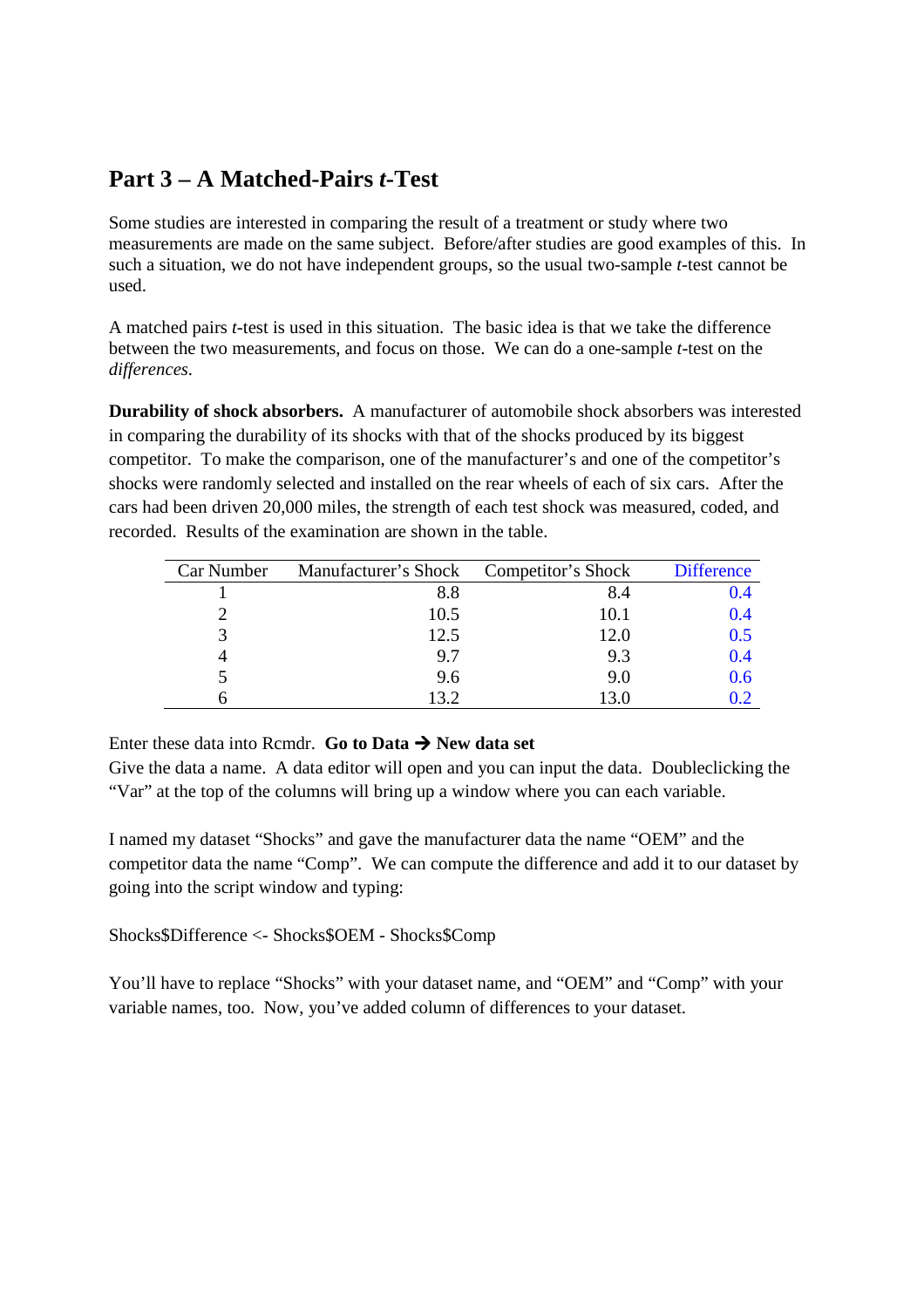## Part 3 – A Matched-Pairs *t*-Test

Some studies are interested in comparing the result of a treatment or study where two measurements are made on the same subject. Before/after studies are good examples of this. In such a situation, we do not have independent groups, so the usual two-sample *t*-test cannot be used.

A matched pairs *t*-test is used in this situation. The basic idea is that we take the difference between the two measurements, and focus on those. We can do a one-sample *t*-test on the *differences*.

**Durability of shock absorbers.** A manufacturer of automobile shock absorbers was interested in comparing the durability of its shocks with that of the shocks produced by its biggest competitor. To make the comparison, one of the manufacturer's and one of the competitor's shocks were randomly selected and installed on the rear wheels of each of six cars. After the cars had been driven 20,000 miles, the strength of each test shock was measured, coded, and recorded. Results of the examination are shown in the table.

| Car Number | Manufacturer's Shock | Competitor's Shock | Difference |
|---|---|---|---|
| 1 | 8.8 | 8.4 | 0.4 |
| 2 | 10.5 | 10.1 | 0.4 |
| 3 | 12.5 | 12.0 | 0.5 |
| 4 | 9.7 | 9.3 | 0.4 |
| 5 | 9.6 | 9.0 | 0.6 |
| 6 | 13.2 | 13.0 | 0.2 |

Enter these data into Rcmdr. **Go to Data → New data set**
Give the data a name. A data editor will open and you can input the data. Doubleclicking the "Var" at the top of the columns will bring up a window where you can each variable.

I named my dataset "Shocks" and gave the manufacturer data the name "OEM" and the competitor data the name "Comp". We can compute the difference and add it to our dataset by going into the script window and typing:

```
Shocks$Difference <- Shocks$OEM - Shocks$Comp
```

You'll have to replace "Shocks" with your dataset name, and "OEM" and "Comp" with your variable names, too. Now, you've added column of differences to your dataset.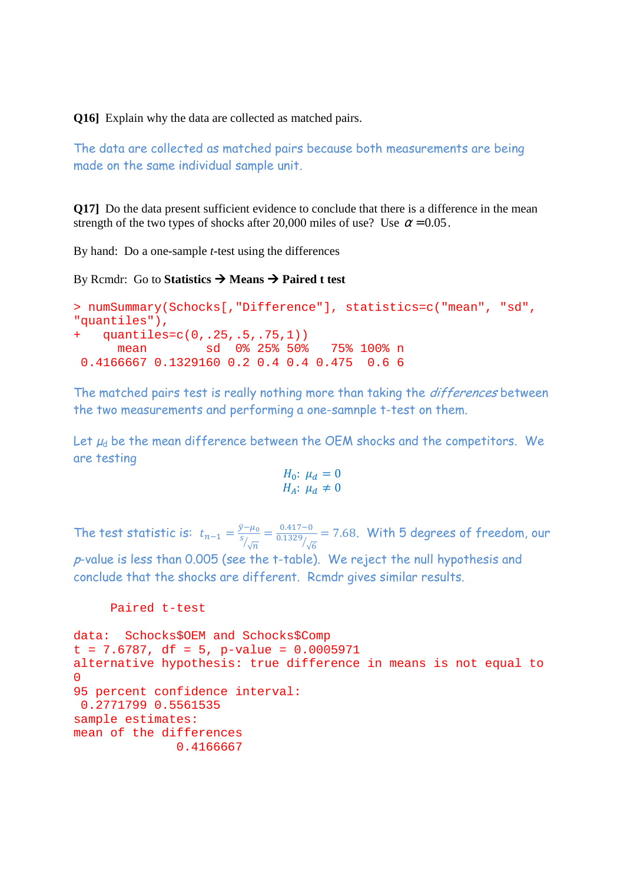**Q16]** Explain why the data are collected as matched pairs.

The data are collected as matched pairs because both measurements are being made on the same individual sample unit.

**Q17]** Do the data present sufficient evidence to conclude that there is a difference in the mean strength of the two types of shocks after 20,000 miles of use? Use $\alpha = 0.05$.

By hand: Do a one-sample *t*-test using the differences

By Rcmdr: Go to **Statistics → Means → Paired t test**

```
> numSummary(Schocks[,"Difference"], statistics=c("mean", "sd",
"quantiles"),
+   quantiles=c(0,.25,.5,.75,1))
      mean        sd  0% 25% 50%   75% 100% n
 0.4166667 0.1329160 0.2 0.4 0.4 0.475  0.6 6
```

The matched pairs test is really nothing more than taking the *differences* between the two measurements and performing a one-samnple t-test on them.

Let $\mu_d$ be the mean difference between the OEM shocks and the competitors. We are testing

$$H_0: \mu_d = 0$$
$$H_A: \mu_d \neq 0$$

The test statistic is: $t_{n-1} = \frac{\bar{y}-\mu_0}{s/\sqrt{n}} = \frac{0.417-0}{0.1329/\sqrt{6}} = 7.68$. With 5 degrees of freedom, our *p*-value is less than 0.005 (see the t-table). We reject the null hypothesis and conclude that the shocks are different. Rcmdr gives similar results.

```
      Paired t-test

data:  Schocks$OEM and Schocks$Comp
t = 7.6787, df = 5, p-value = 0.0005971
alternative hypothesis: true difference in means is not equal to
0
95 percent confidence interval:
 0.2771799 0.5561535
sample estimates:
mean of the differences
              0.4166667
```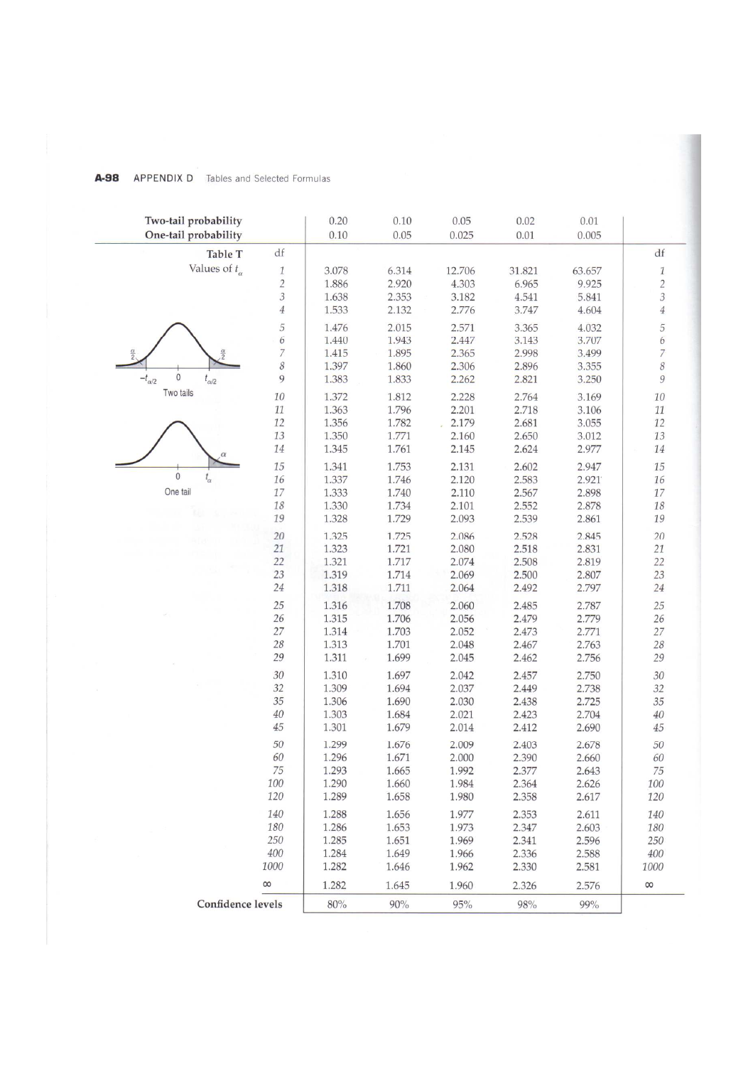| Two-tail probability | | 0.20 | 0.10 | 0.05 | 0.02 | 0.01 | |
|---|---|---|---|---|---|---|---|
| One-tail probability | | 0.10 | 0.05 | 0.025 | 0.01 | 0.005 | |
| Table T Values of $t_\alpha$ | df | | | | | | df |
| | 1 | 3.078 | 6.314 | 12.706 | 31.821 | 63.657 | 1 |
| | 2 | 1.886 | 2.920 | 4.303 | 6.965 | 9.925 | 2 |
| | 3 | 1.638 | 2.353 | 3.182 | 4.541 | 5.841 | 3 |
| | 4 | 1.533 | 2.132 | 2.776 | 3.747 | 4.604 | 4 |
| | 5 | 1.476 | 2.015 | 2.571 | 3.365 | 4.032 | 5 |
| | 6 | 1.440 | 1.943 | 2.447 | 3.143 | 3.707 | 6 |
| | 7 | 1.415 | 1.895 | 2.365 | 2.998 | 3.499 | 7 |
| | 8 | 1.397 | 1.860 | 2.306 | 2.896 | 3.355 | 8 |
| | 9 | 1.383 | 1.833 | 2.262 | 2.821 | 3.250 | 9 |
| | 10 | 1.372 | 1.812 | 2.228 | 2.764 | 3.169 | 10 |
| | 11 | 1.363 | 1.796 | 2.201 | 2.718 | 3.106 | 11 |
| | 12 | 1.356 | 1.782 | 2.179 | 2.681 | 3.055 | 12 |
| | 13 | 1.350 | 1.771 | 2.160 | 2.650 | 3.012 | 13 |
| | 14 | 1.345 | 1.761 | 2.145 | 2.624 | 2.977 | 14 |
| | 15 | 1.341 | 1.753 | 2.131 | 2.602 | 2.947 | 15 |
| | 16 | 1.337 | 1.746 | 2.120 | 2.583 | 2.921 | 16 |
| | 17 | 1.333 | 1.740 | 2.110 | 2.567 | 2.898 | 17 |
| | 18 | 1.330 | 1.734 | 2.101 | 2.552 | 2.878 | 18 |
| | 19 | 1.328 | 1.729 | 2.093 | 2.539 | 2.861 | 19 |
| | 20 | 1.325 | 1.725 | 2.086 | 2.528 | 2.845 | 20 |
| | 21 | 1.323 | 1.721 | 2.080 | 2.518 | 2.831 | 21 |
| | 22 | 1.321 | 1.717 | 2.074 | 2.508 | 2.819 | 22 |
| | 23 | 1.319 | 1.714 | 2.069 | 2.500 | 2.807 | 23 |
| | 24 | 1.318 | 1.711 | 2.064 | 2.492 | 2.797 | 24 |
| | 25 | 1.316 | 1.708 | 2.060 | 2.485 | 2.787 | 25 |
| | 26 | 1.315 | 1.706 | 2.056 | 2.479 | 2.779 | 26 |
| | 27 | 1.314 | 1.703 | 2.052 | 2.473 | 2.771 | 27 |
| | 28 | 1.313 | 1.701 | 2.048 | 2.467 | 2.763 | 28 |
| | 29 | 1.311 | 1.699 | 2.045 | 2.462 | 2.756 | 29 |
| | 30 | 1.310 | 1.697 | 2.042 | 2.457 | 2.750 | 30 |
| | 32 | 1.309 | 1.694 | 2.037 | 2.449 | 2.738 | 32 |
| | 35 | 1.306 | 1.690 | 2.030 | 2.438 | 2.725 | 35 |
| | 40 | 1.303 | 1.684 | 2.021 | 2.423 | 2.704 | 40 |
| | 45 | 1.301 | 1.679 | 2.014 | 2.412 | 2.690 | 45 |
| | 50 | 1.299 | 1.676 | 2.009 | 2.403 | 2.678 | 50 |
| | 60 | 1.296 | 1.671 | 2.000 | 2.390 | 2.660 | 60 |
| | 75 | 1.293 | 1.665 | 1.992 | 2.377 | 2.643 | 75 |
| | 100 | 1.290 | 1.660 | 1.984 | 2.364 | 2.626 | 100 |
| | 120 | 1.289 | 1.658 | 1.980 | 2.358 | 2.617 | 120 |
| | 140 | 1.288 | 1.656 | 1.977 | 2.353 | 2.611 | 140 |
| | 180 | 1.286 | 1.653 | 1.973 | 2.347 | 2.603 | 180 |
| | 250 | 1.285 | 1.651 | 1.969 | 2.341 | 2.596 | 250 |
| | 400 | 1.284 | 1.649 | 1.966 | 2.336 | 2.588 | 400 |
| | 1000 | 1.282 | 1.646 | 1.962 | 2.330 | 2.581 | 1000 |
| | ∞ | 1.282 | 1.645 | 1.960 | 2.326 | 2.576 | ∞ |
| Confidence levels | | 80% | 90% | 95% | 98% | 99% | |

$\frac{\alpha}{2}$ $\frac{\alpha}{2}$

$-t_{\alpha/2}$ 0 $t_{\alpha/2}$

Two tails

$\alpha$

0 $t_\alpha$

One tail